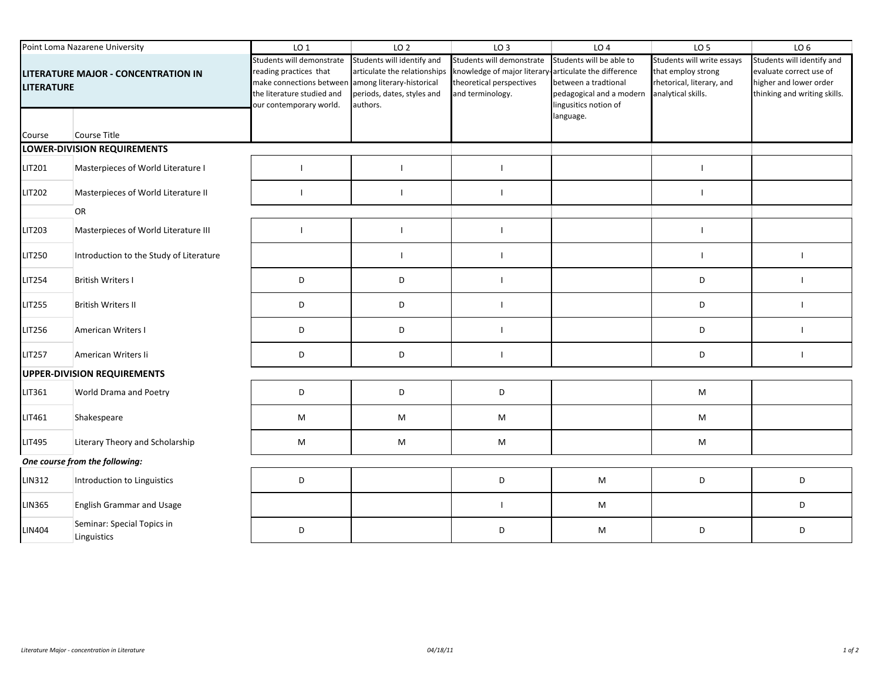| Point Loma Nazarene University | | LO 1 | LO 2 | LO 3 | LO 4 | LO 5 | LO 6 |
|---|---|---|---|---|---|---|---|
| **LITERATURE MAJOR - CONCENTRATION IN LITERATURE** | | Students will demonstrate reading practices that make connections between the literature studied and our contemporary world. | Students will identify and articulate the relationships among literary-historical periods, dates, styles and authors. | Students will demonstrate knowledge of major literary-theoretical perspectives and terminology. | Students will be able to articulate the difference between a tradtional pedagogical and a modern lingusitics notion of language. | Students will write essays that employ strong rhetorical, literary, and analytical skills. | Students will identify and evaluate correct use of higher and lower order thinking and writing skills. |
| Course | Course Title | | | | | | |
| **LOWER-DIVISION REQUIREMENTS** | | | | | | | |
| LIT201 | Masterpieces of World Literature I | I | I | I | | I | |
| LIT202 | Masterpieces of World Literature II | I | I | I | | I | |
| | OR | | | | | | |
| LIT203 | Masterpieces of World Literature III | I | I | I | | I | |
| LIT250 | Introduction to the Study of Literature | | I | I | | I | I |
| LIT254 | British Writers I | D | D | I | | D | I |
| LIT255 | British Writers II | D | D | I | | D | I |
| LIT256 | American Writers I | D | D | I | | D | I |
| LIT257 | American Writers Ii | D | D | I | | D | I |
| **UPPER-DIVISION REQUIREMENTS** | | | | | | | |
| LIT361 | World Drama and Poetry | D | D | D | | M | |
| LIT461 | Shakespeare | M | M | M | | M | |
| LIT495 | Literary Theory and Scholarship | M | M | M | | M | |
| ***One course from the following:*** | | | | | | | |
| LIN312 | Introduction to Linguistics | D | | D | M | D | D |
| LIN365 | English Grammar and Usage | | | I | M | | D |
| LIN404 | Seminar: Special Topics in Linguistics | D | | D | M | D | D |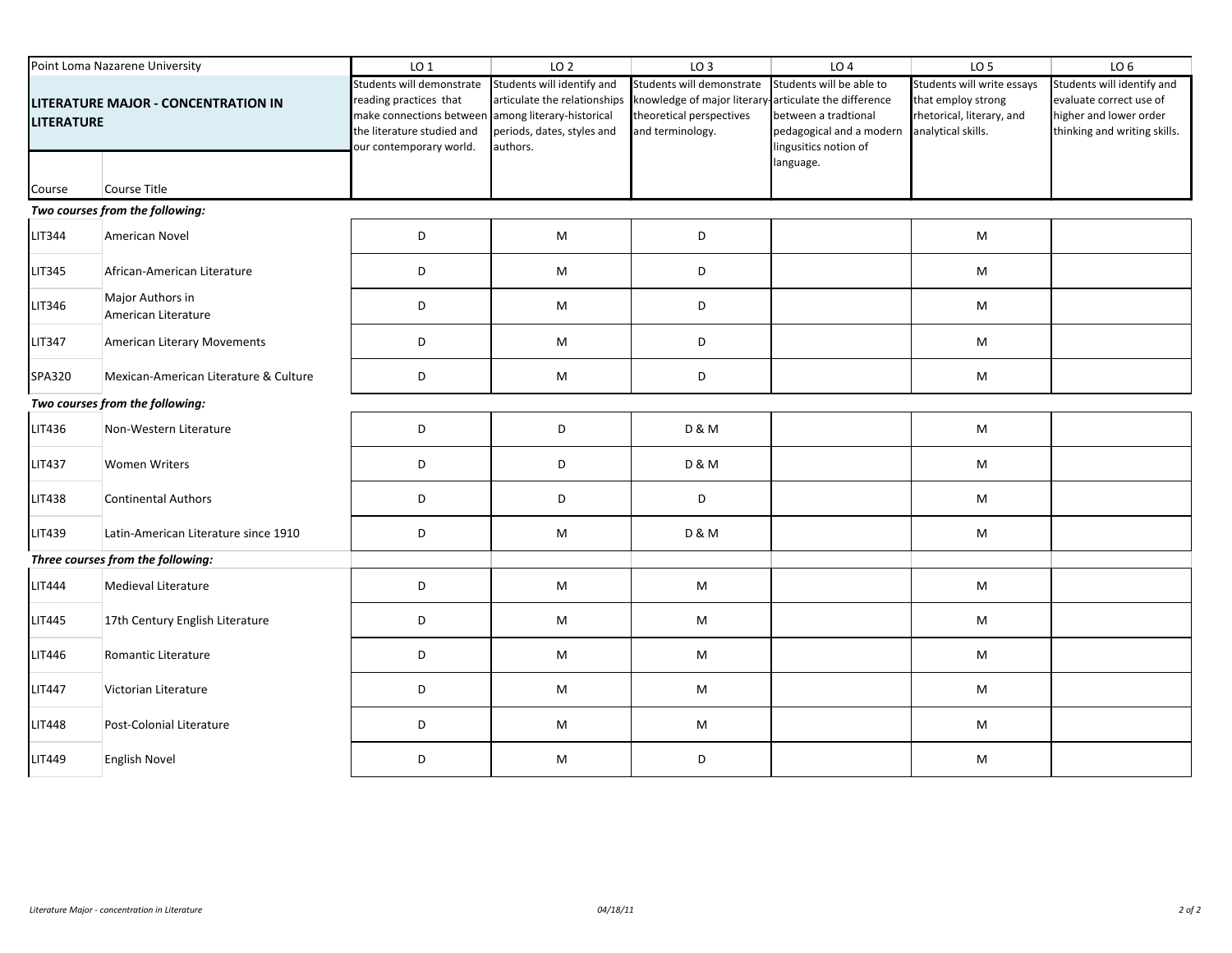| Point Loma Nazarene University | | LO 1 | LO 2 | LO 3 | LO 4 | LO 5 | LO 6 |
|---|---|---|---|---|---|---|---|
| **LITERATURE MAJOR - CONCENTRATION IN LITERATURE** | | Students will demonstrate reading practices that make connections between the literature studied and our contemporary world. | Students will identify and articulate the relationships among literary-historical periods, dates, styles and authors. | Students will demonstrate knowledge of major literary-theoretical perspectives and terminology. | Students will be able to articulate the difference between a tradtional pedagogical and a modern lingusitics notion of language. | Students will write essays that employ strong rhetorical, literary, and analytical skills. | Students will identify and evaluate correct use of higher and lower order thinking and writing skills. |
| Course | Course Title | | | | | | |
| ***Two courses from the following:*** | | | | | | | |
| LIT344 | American Novel | D | M | D | | M | |
| LIT345 | African-American Literature | D | M | D | | M | |
| LIT346 | Major Authors in American Literature | D | M | D | | M | |
| LIT347 | American Literary Movements | D | M | D | | M | |
| SPA320 | Mexican-American Literature & Culture | D | M | D | | M | |
| ***Two courses from the following:*** | | | | | | | |
| LIT436 | Non-Western Literature | D | D | D & M | | M | |
| LIT437 | Women Writers | D | D | D & M | | M | |
| LIT438 | Continental Authors | D | D | D | | M | |
| LIT439 | Latin-American Literature since 1910 | D | M | D & M | | M | |
| ***Three courses from the following:*** | | | | | | | |
| LIT444 | Medieval Literature | D | M | M | | M | |
| LIT445 | 17th Century English Literature | D | M | M | | M | |
| LIT446 | Romantic Literature | D | M | M | | M | |
| LIT447 | Victorian Literature | D | M | M | | M | |
| LIT448 | Post-Colonial Literature | D | M | M | | M | |
| LIT449 | English Novel | D | M | D | | M | |